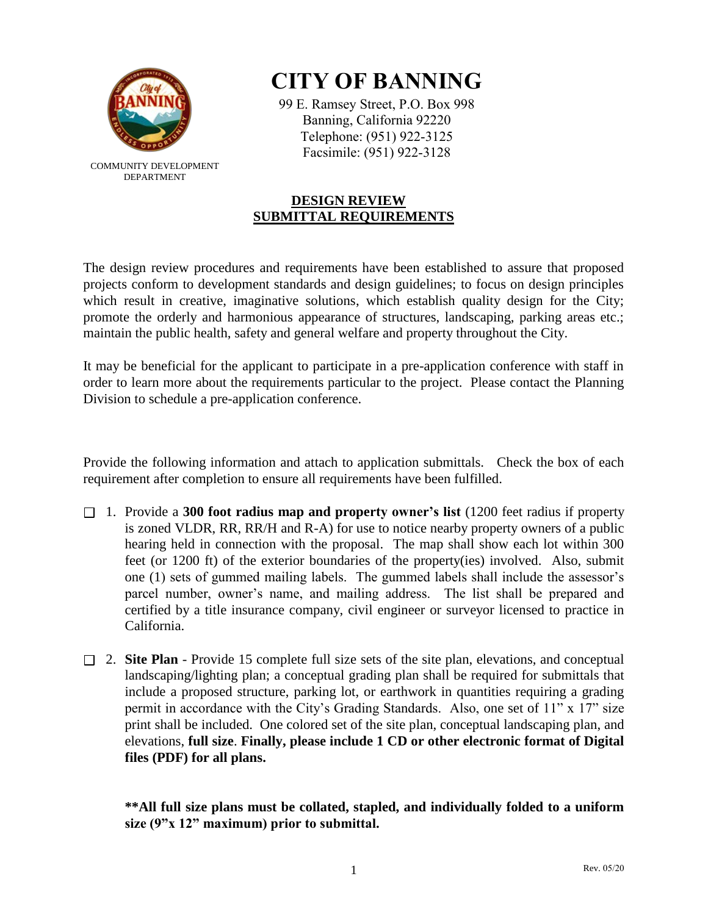# CITY OF BANNING

99 E. Ramsey Street, P.O. Box 998
Banning, California 92220
Telephone: (951) 922-3125
Facsimile: (951) 922-3128

COMMUNITY DEVELOPMENT DEPARTMENT

## DESIGN REVIEW SUBMITTAL REQUIREMENTS

The design review procedures and requirements have been established to assure that proposed projects conform to development standards and design guidelines; to focus on design principles which result in creative, imaginative solutions, which establish quality design for the City; promote the orderly and harmonious appearance of structures, landscaping, parking areas etc.; maintain the public health, safety and general welfare and property throughout the City.

It may be beneficial for the applicant to participate in a pre-application conference with staff in order to learn more about the requirements particular to the project. Please contact the Planning Division to schedule a pre-application conference.

Provide the following information and attach to application submittals. Check the box of each requirement after completion to ensure all requirements have been fulfilled.

- ☐ 1. Provide a **300 foot radius map and property owner's list** (1200 feet radius if property is zoned VLDR, RR, RR/H and R-A) for use to notice nearby property owners of a public hearing held in connection with the proposal. The map shall show each lot within 300 feet (or 1200 ft) of the exterior boundaries of the property(ies) involved. Also, submit one (1) sets of gummed mailing labels. The gummed labels shall include the assessor's parcel number, owner's name, and mailing address. The list shall be prepared and certified by a title insurance company, civil engineer or surveyor licensed to practice in California.

- ☐ 2. **Site Plan** - Provide 15 complete full size sets of the site plan, elevations, and conceptual landscaping/lighting plan; a conceptual grading plan shall be required for submittals that include a proposed structure, parking lot, or earthwork in quantities requiring a grading permit in accordance with the City's Grading Standards. Also, one set of 11" x 17" size print shall be included. One colored set of the site plan, conceptual landscaping plan, and elevations, **full size**. **Finally, please include 1 CD or other electronic format of Digital files (PDF) for all plans.**

  **\*\*All full size plans must be collated, stapled, and individually folded to a uniform size (9"x 12" maximum) prior to submittal.**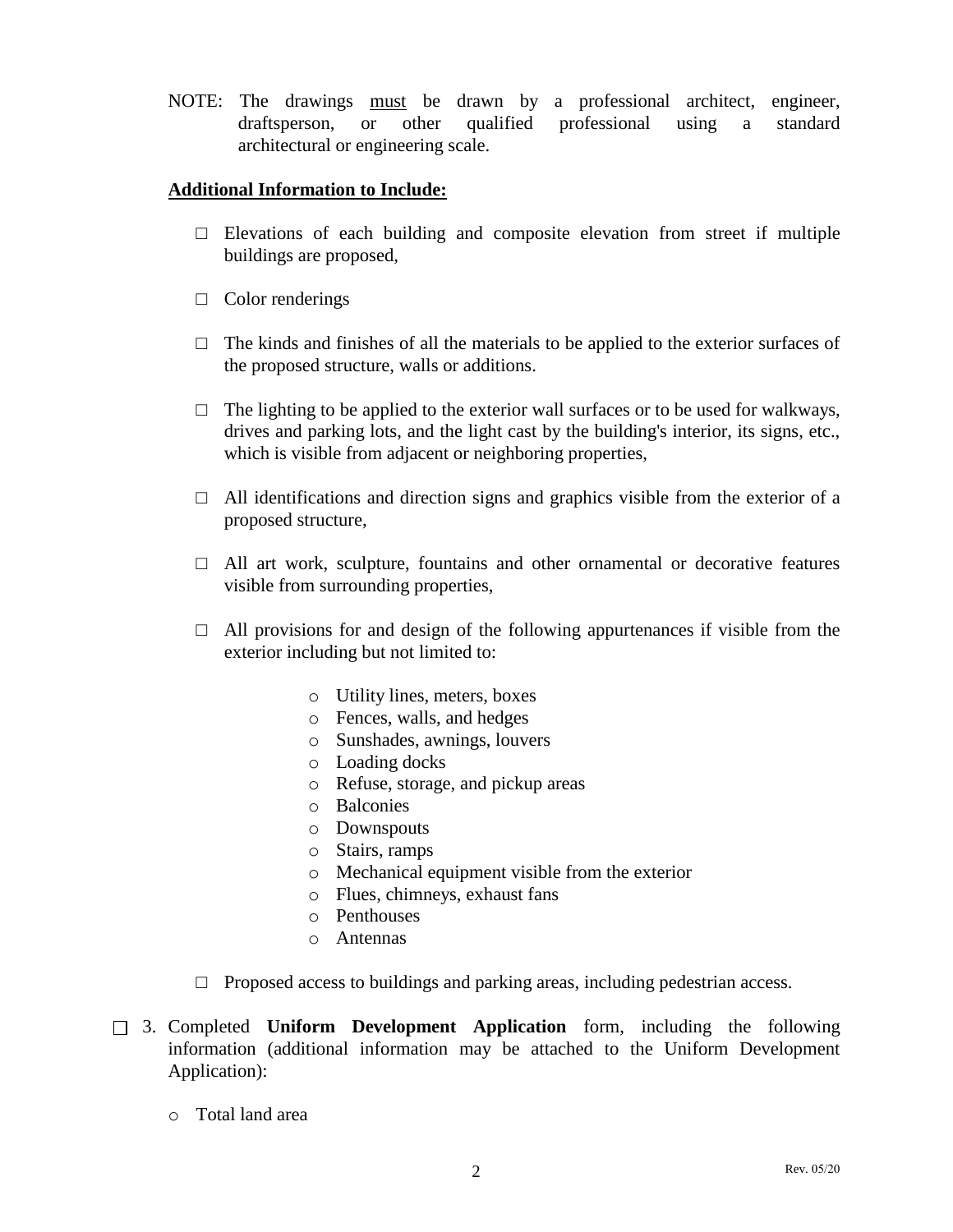NOTE: The drawings <u>must</u> be drawn by a professional architect, engineer, draftsperson, or other qualified professional using a standard architectural or engineering scale.

**<u>Additional Information to Include:</u>**

- □ Elevations of each building and composite elevation from street if multiple buildings are proposed,
- □ Color renderings
- □ The kinds and finishes of all the materials to be applied to the exterior surfaces of the proposed structure, walls or additions.
- □ The lighting to be applied to the exterior wall surfaces or to be used for walkways, drives and parking lots, and the light cast by the building's interior, its signs, etc., which is visible from adjacent or neighboring properties,
- □ All identifications and direction signs and graphics visible from the exterior of a proposed structure,
- □ All art work, sculpture, fountains and other ornamental or decorative features visible from surrounding properties,
- □ All provisions for and design of the following appurtenances if visible from the exterior including but not limited to:
  - Utility lines, meters, boxes
  - Fences, walls, and hedges
  - Sunshades, awnings, louvers
  - Loading docks
  - Refuse, storage, and pickup areas
  - Balconies
  - Downspouts
  - Stairs, ramps
  - Mechanical equipment visible from the exterior
  - Flues, chimneys, exhaust fans
  - Penthouses
  - Antennas
- □ Proposed access to buildings and parking areas, including pedestrian access.

☐ 3. Completed **Uniform Development Application** form, including the following information (additional information may be attached to the Uniform Development Application):

- Total land area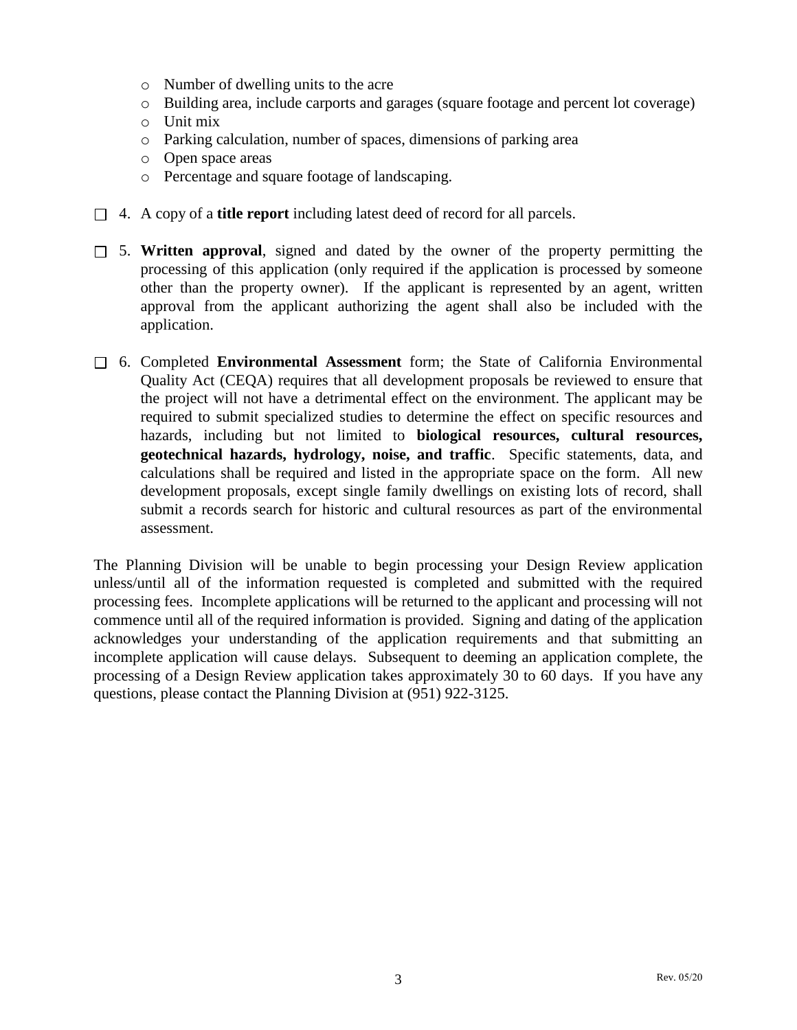- Number of dwelling units to the acre
- Building area, include carports and garages (square footage and percent lot coverage)
- Unit mix
- Parking calculation, number of spaces, dimensions of parking area
- Open space areas
- Percentage and square footage of landscaping.

☐ 4. A copy of a **title report** including latest deed of record for all parcels.

☐ 5. **Written approval**, signed and dated by the owner of the property permitting the processing of this application (only required if the application is processed by someone other than the property owner). If the applicant is represented by an agent, written approval from the applicant authorizing the agent shall also be included with the application.

☐ 6. Completed **Environmental Assessment** form; the State of California Environmental Quality Act (CEQA) requires that all development proposals be reviewed to ensure that the project will not have a detrimental effect on the environment. The applicant may be required to submit specialized studies to determine the effect on specific resources and hazards, including but not limited to **biological resources, cultural resources, geotechnical hazards, hydrology, noise, and traffic**. Specific statements, data, and calculations shall be required and listed in the appropriate space on the form. All new development proposals, except single family dwellings on existing lots of record, shall submit a records search for historic and cultural resources as part of the environmental assessment.

The Planning Division will be unable to begin processing your Design Review application unless/until all of the information requested is completed and submitted with the required processing fees. Incomplete applications will be returned to the applicant and processing will not commence until all of the required information is provided. Signing and dating of the application acknowledges your understanding of the application requirements and that submitting an incomplete application will cause delays. Subsequent to deeming an application complete, the processing of a Design Review application takes approximately 30 to 60 days. If you have any questions, please contact the Planning Division at (951) 922-3125.